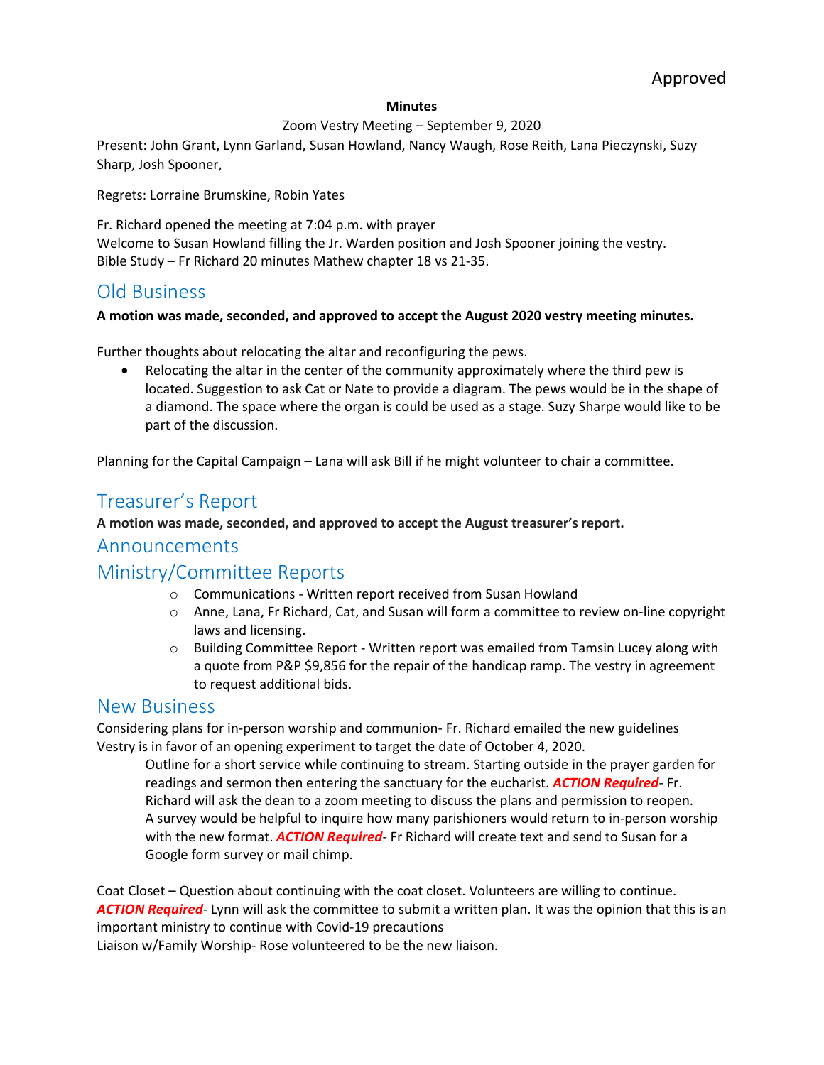Approved

**Minutes**

Zoom Vestry Meeting – September 9, 2020

Present: John Grant, Lynn Garland, Susan Howland, Nancy Waugh, Rose Reith, Lana Pieczynski, Suzy Sharp, Josh Spooner,

Regrets: Lorraine Brumskine, Robin Yates

Fr. Richard opened the meeting at 7:04 p.m. with prayer
Welcome to Susan Howland filling the Jr. Warden position and Josh Spooner joining the vestry.
Bible Study – Fr Richard 20 minutes Mathew chapter 18 vs 21-35.

## Old Business

**A motion was made, seconded, and approved to accept the August 2020 vestry meeting minutes.**

Further thoughts about relocating the altar and reconfiguring the pews.

- Relocating the altar in the center of the community approximately where the third pew is located. Suggestion to ask Cat or Nate to provide a diagram. The pews would be in the shape of a diamond. The space where the organ is could be used as a stage. Suzy Sharpe would like to be part of the discussion.

Planning for the Capital Campaign – Lana will ask Bill if he might volunteer to chair a committee.

## Treasurer's Report

**A motion was made, seconded, and approved to accept the August treasurer's report.**

## Announcements

## Ministry/Committee Reports

- Communications - Written report received from Susan Howland
- Anne, Lana, Fr Richard, Cat, and Susan will form a committee to review on-line copyright laws and licensing.
- Building Committee Report - Written report was emailed from Tamsin Lucey along with a quote from P&P $9,856 for the repair of the handicap ramp. The vestry in agreement to request additional bids.

## New Business

Considering plans for in-person worship and communion- Fr. Richard emailed the new guidelines
Vestry is in favor of an opening experiment to target the date of October 4, 2020.

Outline for a short service while continuing to stream. Starting outside in the prayer garden for readings and sermon then entering the sanctuary for the eucharist. ***ACTION Required***- Fr. Richard will ask the dean to a zoom meeting to discuss the plans and permission to reopen.
A survey would be helpful to inquire how many parishioners would return to in-person worship with the new format. ***ACTION Required***- Fr Richard will create text and send to Susan for a Google form survey or mail chimp.

Coat Closet – Question about continuing with the coat closet. Volunteers are willing to continue. ***ACTION Required***- Lynn will ask the committee to submit a written plan. It was the opinion that this is an important ministry to continue with Covid-19 precautions
Liaison w/Family Worship- Rose volunteered to be the new liaison.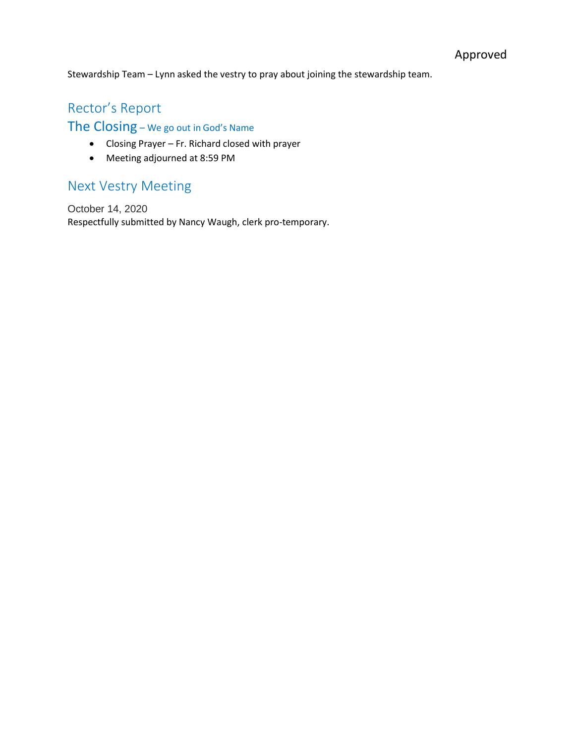Approved

Stewardship Team – Lynn asked the vestry to pray about joining the stewardship team.

## Rector's Report

## The Closing – We go out in God's Name

- Closing Prayer – Fr. Richard closed with prayer
- Meeting adjourned at 8:59 PM

## Next Vestry Meeting

October 14, 2020
Respectfully submitted by Nancy Waugh, clerk pro-temporary.